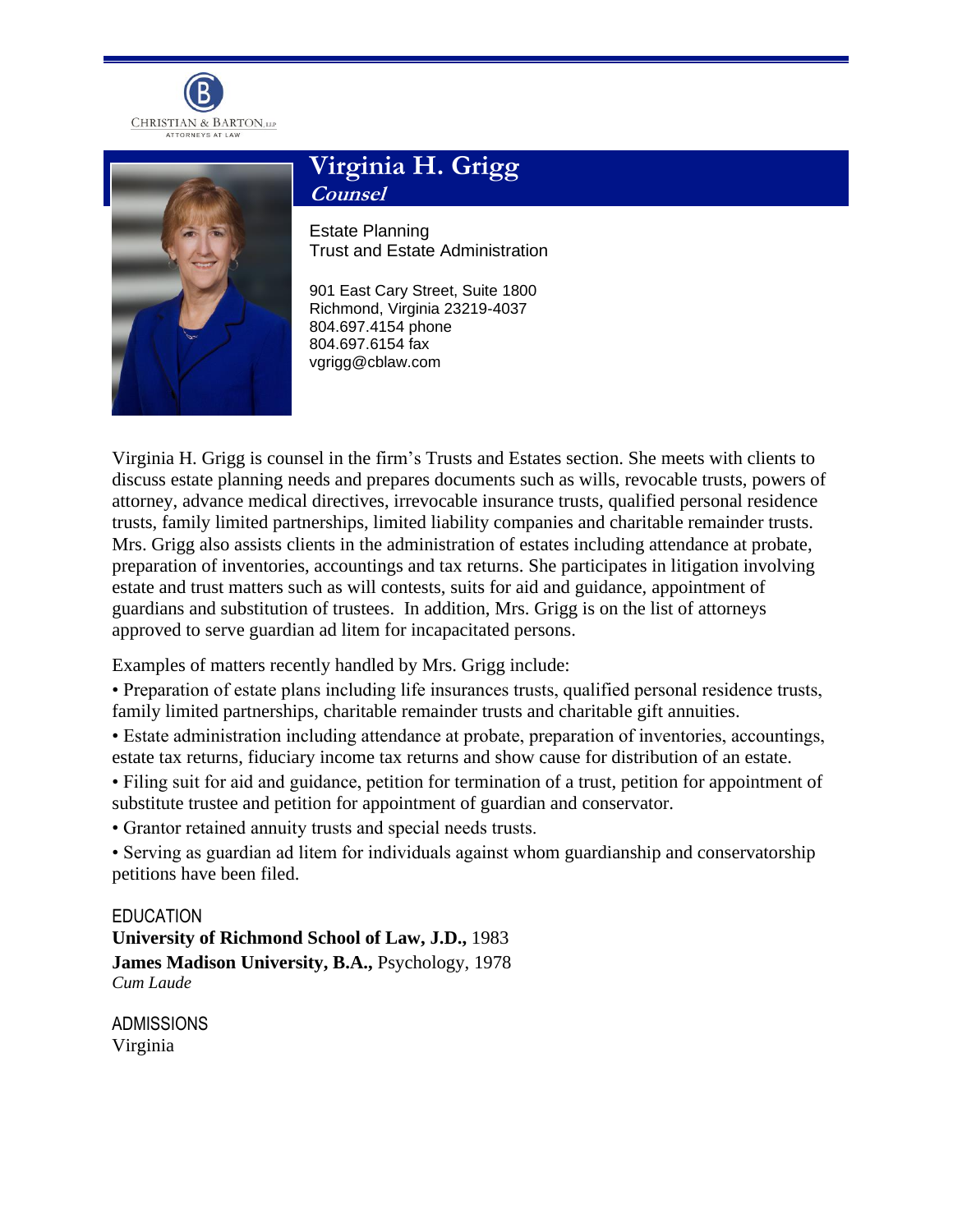CHRISTIAN & BARTON, LLP
ATTORNEYS AT LAW

# Virginia H. Grigg

***Counsel***

Estate Planning
Trust and Estate Administration

901 East Cary Street, Suite 1800
Richmond, Virginia 23219-4037
804.697.4154 phone
804.697.6154 fax
vgrigg@cblaw.com

Virginia H. Grigg is counsel in the firm's Trusts and Estates section. She meets with clients to discuss estate planning needs and prepares documents such as wills, revocable trusts, powers of attorney, advance medical directives, irrevocable insurance trusts, qualified personal residence trusts, family limited partnerships, limited liability companies and charitable remainder trusts. Mrs. Grigg also assists clients in the administration of estates including attendance at probate, preparation of inventories, accountings and tax returns. She participates in litigation involving estate and trust matters such as will contests, suits for aid and guidance, appointment of guardians and substitution of trustees. In addition, Mrs. Grigg is on the list of attorneys approved to serve guardian ad litem for incapacitated persons.

Examples of matters recently handled by Mrs. Grigg include:

- Preparation of estate plans including life insurances trusts, qualified personal residence trusts, family limited partnerships, charitable remainder trusts and charitable gift annuities.
- Estate administration including attendance at probate, preparation of inventories, accountings, estate tax returns, fiduciary income tax returns and show cause for distribution of an estate.
- Filing suit for aid and guidance, petition for termination of a trust, petition for appointment of substitute trustee and petition for appointment of guardian and conservator.
- Grantor retained annuity trusts and special needs trusts.
- Serving as guardian ad litem for individuals against whom guardianship and conservatorship petitions have been filed.

## EDUCATION

**University of Richmond School of Law, J.D.,** 1983
**James Madison University, B.A.,** Psychology, 1978
*Cum Laude*

## ADMISSIONS

Virginia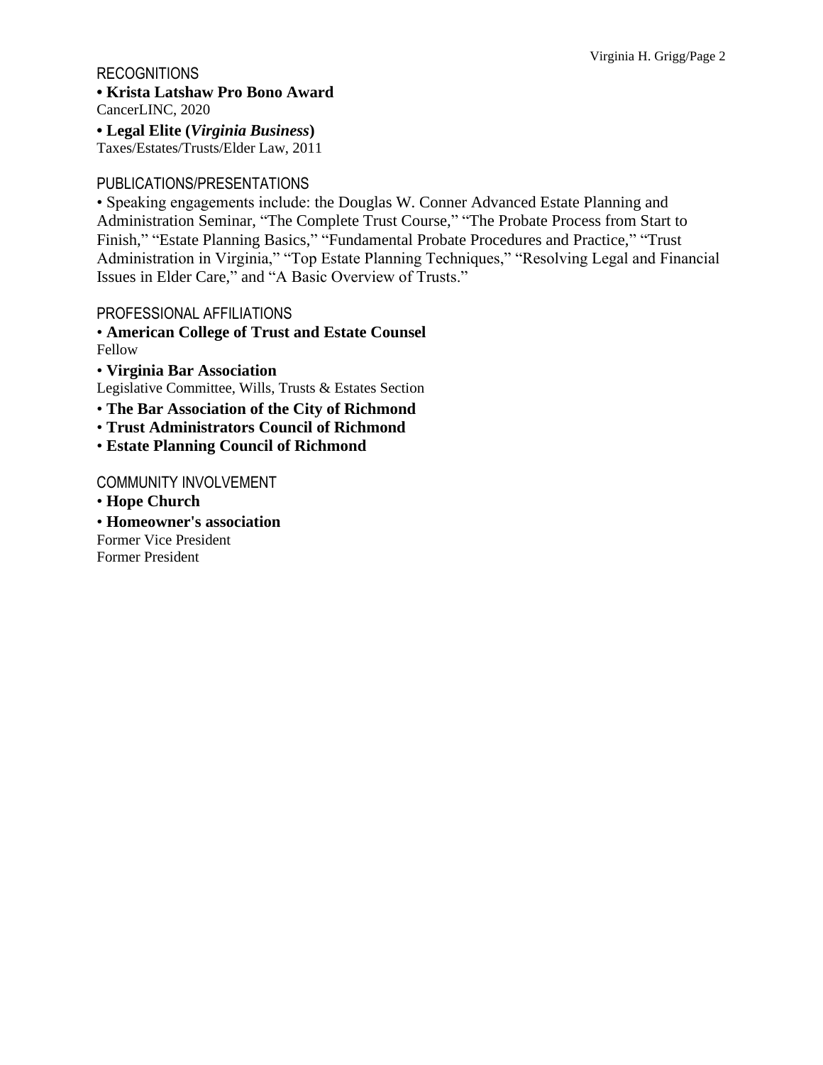## RECOGNITIONS

**• Krista Latshaw Pro Bono Award**
CancerLINC, 2020

**• Legal Elite (*Virginia Business*)**
Taxes/Estates/Trusts/Elder Law, 2011

## PUBLICATIONS/PRESENTATIONS

• Speaking engagements include: the Douglas W. Conner Advanced Estate Planning and Administration Seminar, "The Complete Trust Course," "The Probate Process from Start to Finish," "Estate Planning Basics," "Fundamental Probate Procedures and Practice," "Trust Administration in Virginia," "Top Estate Planning Techniques," "Resolving Legal and Financial Issues in Elder Care," and "A Basic Overview of Trusts."

## PROFESSIONAL AFFILIATIONS

• **American College of Trust and Estate Counsel**
Fellow

• **Virginia Bar Association**
Legislative Committee, Wills, Trusts & Estates Section

• **The Bar Association of the City of Richmond**

• **Trust Administrators Council of Richmond**

• **Estate Planning Council of Richmond**

## COMMUNITY INVOLVEMENT

• **Hope Church**

• **Homeowner's association**
Former Vice President
Former President